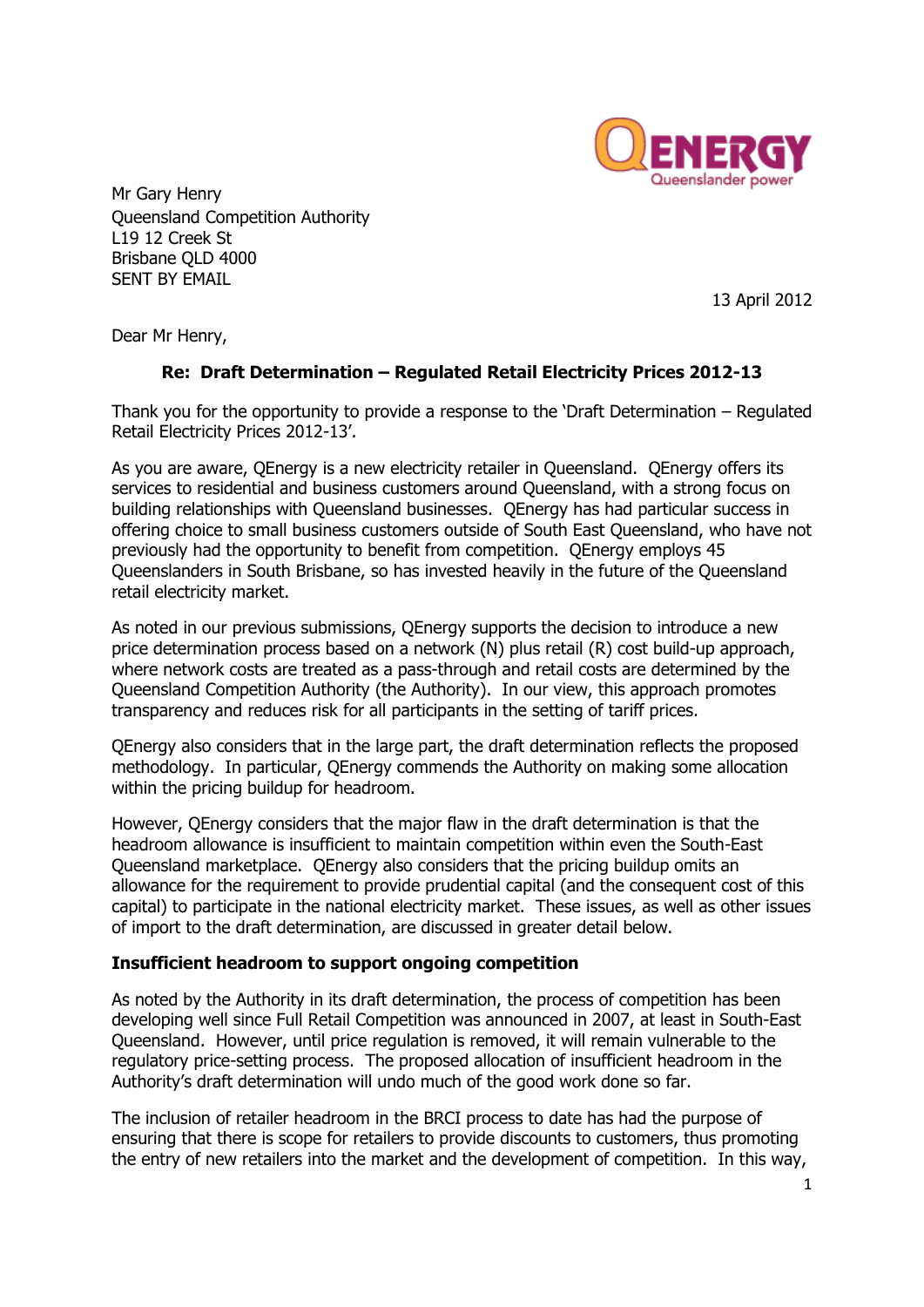Mr Gary Henry
Queensland Competition Authority
L19 12 Creek St
Brisbane QLD 4000
SENT BY EMAIL

13 April 2012

Dear Mr Henry,

**Re: Draft Determination – Regulated Retail Electricity Prices 2012-13**

Thank you for the opportunity to provide a response to the 'Draft Determination – Regulated Retail Electricity Prices 2012-13'.

As you are aware, QEnergy is a new electricity retailer in Queensland. QEnergy offers its services to residential and business customers around Queensland, with a strong focus on building relationships with Queensland businesses. QEnergy has had particular success in offering choice to small business customers outside of South East Queensland, who have not previously had the opportunity to benefit from competition. QEnergy employs 45 Queenslanders in South Brisbane, so has invested heavily in the future of the Queensland retail electricity market.

As noted in our previous submissions, QEnergy supports the decision to introduce a new price determination process based on a network (N) plus retail (R) cost build-up approach, where network costs are treated as a pass-through and retail costs are determined by the Queensland Competition Authority (the Authority). In our view, this approach promotes transparency and reduces risk for all participants in the setting of tariff prices.

QEnergy also considers that in the large part, the draft determination reflects the proposed methodology. In particular, QEnergy commends the Authority on making some allocation within the pricing buildup for headroom.

However, QEnergy considers that the major flaw in the draft determination is that the headroom allowance is insufficient to maintain competition within even the South-East Queensland marketplace. QEnergy also considers that the pricing buildup omits an allowance for the requirement to provide prudential capital (and the consequent cost of this capital) to participate in the national electricity market. These issues, as well as other issues of import to the draft determination, are discussed in greater detail below.

**Insufficient headroom to support ongoing competition**

As noted by the Authority in its draft determination, the process of competition has been developing well since Full Retail Competition was announced in 2007, at least in South-East Queensland. However, until price regulation is removed, it will remain vulnerable to the regulatory price-setting process. The proposed allocation of insufficient headroom in the Authority's draft determination will undo much of the good work done so far.

The inclusion of retailer headroom in the BRCI process to date has had the purpose of ensuring that there is scope for retailers to provide discounts to customers, thus promoting the entry of new retailers into the market and the development of competition. In this way,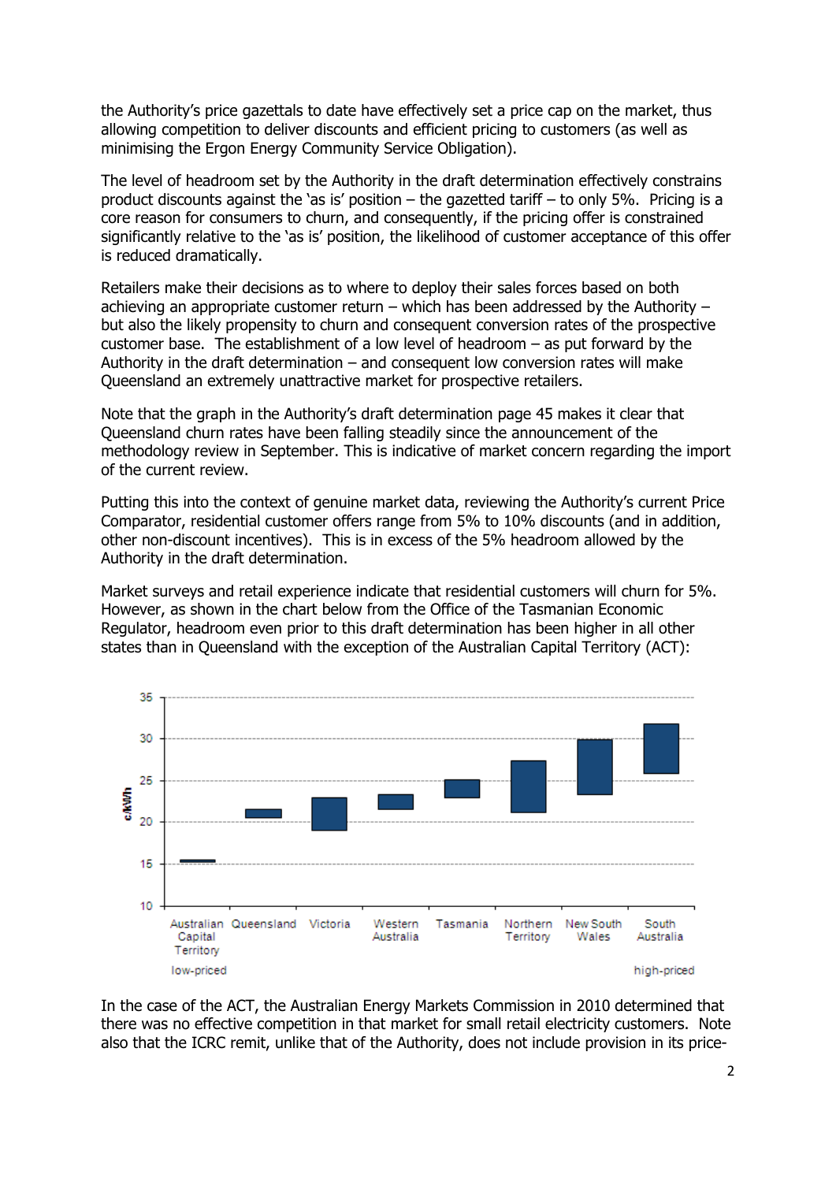the Authority's price gazettals to date have effectively set a price cap on the market, thus allowing competition to deliver discounts and efficient pricing to customers (as well as minimising the Ergon Energy Community Service Obligation).

The level of headroom set by the Authority in the draft determination effectively constrains product discounts against the 'as is' position – the gazetted tariff – to only 5%. Pricing is a core reason for consumers to churn, and consequently, if the pricing offer is constrained significantly relative to the 'as is' position, the likelihood of customer acceptance of this offer is reduced dramatically.

Retailers make their decisions as to where to deploy their sales forces based on both achieving an appropriate customer return – which has been addressed by the Authority – but also the likely propensity to churn and consequent conversion rates of the prospective customer base. The establishment of a low level of headroom – as put forward by the Authority in the draft determination – and consequent low conversion rates will make Queensland an extremely unattractive market for prospective retailers.

Note that the graph in the Authority's draft determination page 45 makes it clear that Queensland churn rates have been falling steadily since the announcement of the methodology review in September. This is indicative of market concern regarding the import of the current review.

Putting this into the context of genuine market data, reviewing the Authority's current Price Comparator, residential customer offers range from 5% to 10% discounts (and in addition, other non-discount incentives). This is in excess of the 5% headroom allowed by the Authority in the draft determination.

Market surveys and retail experience indicate that residential customers will churn for 5%. However, as shown in the chart below from the Office of the Tasmanian Economic Regulator, headroom even prior to this draft determination has been higher in all other states than in Queensland with the exception of the Australian Capital Territory (ACT):

In the case of the ACT, the Australian Energy Markets Commission in 2010 determined that there was no effective competition in that market for small retail electricity customers. Note also that the ICRC remit, unlike that of the Authority, does not include provision in its price-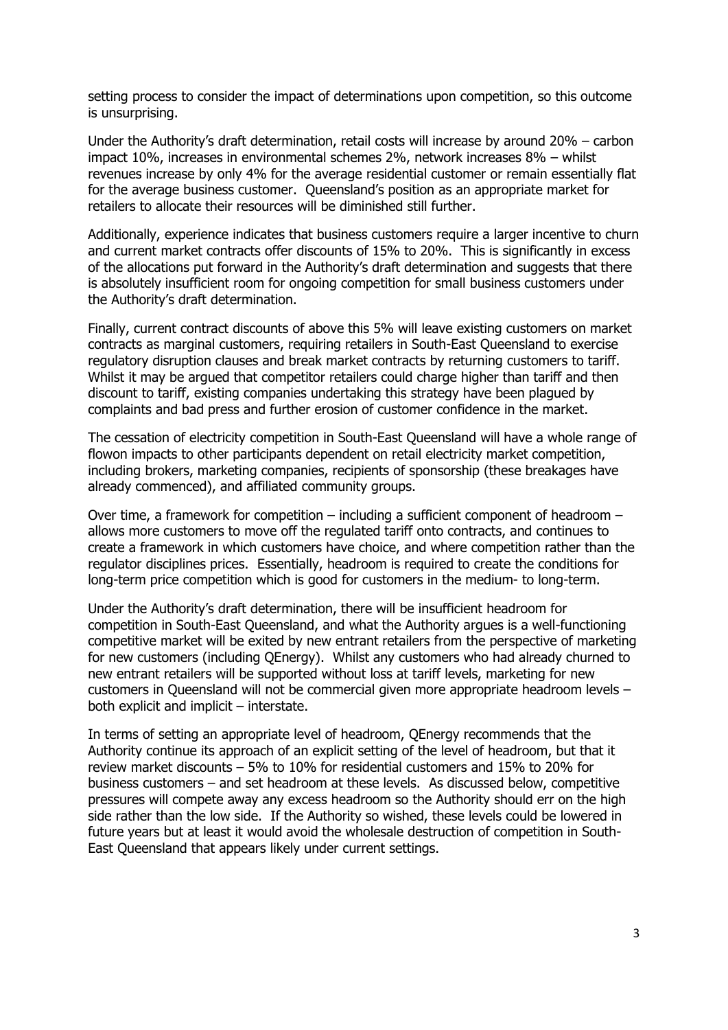setting process to consider the impact of determinations upon competition, so this outcome is unsurprising.

Under the Authority's draft determination, retail costs will increase by around 20% – carbon impact 10%, increases in environmental schemes 2%, network increases 8% – whilst revenues increase by only 4% for the average residential customer or remain essentially flat for the average business customer. Queensland's position as an appropriate market for retailers to allocate their resources will be diminished still further.

Additionally, experience indicates that business customers require a larger incentive to churn and current market contracts offer discounts of 15% to 20%. This is significantly in excess of the allocations put forward in the Authority's draft determination and suggests that there is absolutely insufficient room for ongoing competition for small business customers under the Authority's draft determination.

Finally, current contract discounts of above this 5% will leave existing customers on market contracts as marginal customers, requiring retailers in South-East Queensland to exercise regulatory disruption clauses and break market contracts by returning customers to tariff. Whilst it may be argued that competitor retailers could charge higher than tariff and then discount to tariff, existing companies undertaking this strategy have been plagued by complaints and bad press and further erosion of customer confidence in the market.

The cessation of electricity competition in South-East Queensland will have a whole range of flowon impacts to other participants dependent on retail electricity market competition, including brokers, marketing companies, recipients of sponsorship (these breakages have already commenced), and affiliated community groups.

Over time, a framework for competition – including a sufficient component of headroom – allows more customers to move off the regulated tariff onto contracts, and continues to create a framework in which customers have choice, and where competition rather than the regulator disciplines prices. Essentially, headroom is required to create the conditions for long-term price competition which is good for customers in the medium- to long-term.

Under the Authority's draft determination, there will be insufficient headroom for competition in South-East Queensland, and what the Authority argues is a well-functioning competitive market will be exited by new entrant retailers from the perspective of marketing for new customers (including QEnergy). Whilst any customers who had already churned to new entrant retailers will be supported without loss at tariff levels, marketing for new customers in Queensland will not be commercial given more appropriate headroom levels – both explicit and implicit – interstate.

In terms of setting an appropriate level of headroom, QEnergy recommends that the Authority continue its approach of an explicit setting of the level of headroom, but that it review market discounts – 5% to 10% for residential customers and 15% to 20% for business customers – and set headroom at these levels. As discussed below, competitive pressures will compete away any excess headroom so the Authority should err on the high side rather than the low side. If the Authority so wished, these levels could be lowered in future years but at least it would avoid the wholesale destruction of competition in South-East Queensland that appears likely under current settings.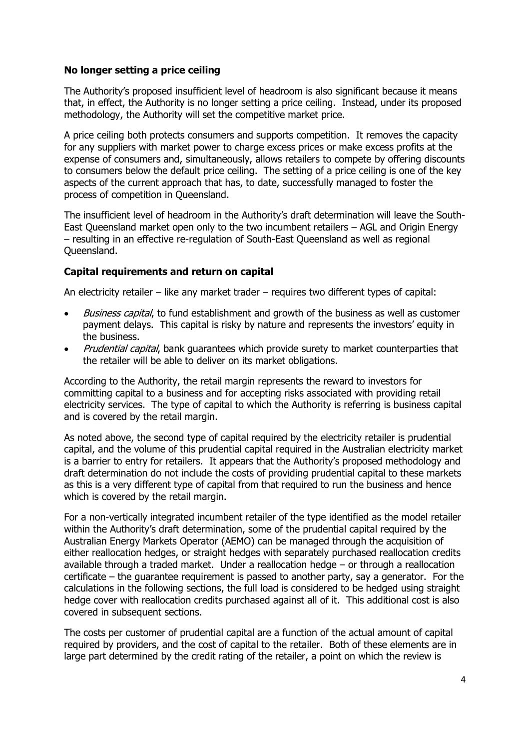### No longer setting a price ceiling

The Authority's proposed insufficient level of headroom is also significant because it means that, in effect, the Authority is no longer setting a price ceiling. Instead, under its proposed methodology, the Authority will set the competitive market price.

A price ceiling both protects consumers and supports competition. It removes the capacity for any suppliers with market power to charge excess prices or make excess profits at the expense of consumers and, simultaneously, allows retailers to compete by offering discounts to consumers below the default price ceiling. The setting of a price ceiling is one of the key aspects of the current approach that has, to date, successfully managed to foster the process of competition in Queensland.

The insufficient level of headroom in the Authority's draft determination will leave the South-East Queensland market open only to the two incumbent retailers – AGL and Origin Energy – resulting in an effective re-regulation of South-East Queensland as well as regional Queensland.

### Capital requirements and return on capital

An electricity retailer – like any market trader – requires two different types of capital:

- *Business capital*, to fund establishment and growth of the business as well as customer payment delays. This capital is risky by nature and represents the investors' equity in the business.
- *Prudential capital*, bank guarantees which provide surety to market counterparties that the retailer will be able to deliver on its market obligations.

According to the Authority, the retail margin represents the reward to investors for committing capital to a business and for accepting risks associated with providing retail electricity services. The type of capital to which the Authority is referring is business capital and is covered by the retail margin.

As noted above, the second type of capital required by the electricity retailer is prudential capital, and the volume of this prudential capital required in the Australian electricity market is a barrier to entry for retailers. It appears that the Authority's proposed methodology and draft determination do not include the costs of providing prudential capital to these markets as this is a very different type of capital from that required to run the business and hence which is covered by the retail margin.

For a non-vertically integrated incumbent retailer of the type identified as the model retailer within the Authority's draft determination, some of the prudential capital required by the Australian Energy Markets Operator (AEMO) can be managed through the acquisition of either reallocation hedges, or straight hedges with separately purchased reallocation credits available through a traded market. Under a reallocation hedge – or through a reallocation certificate – the guarantee requirement is passed to another party, say a generator. For the calculations in the following sections, the full load is considered to be hedged using straight hedge cover with reallocation credits purchased against all of it. This additional cost is also covered in subsequent sections.

The costs per customer of prudential capital are a function of the actual amount of capital required by providers, and the cost of capital to the retailer. Both of these elements are in large part determined by the credit rating of the retailer, a point on which the review is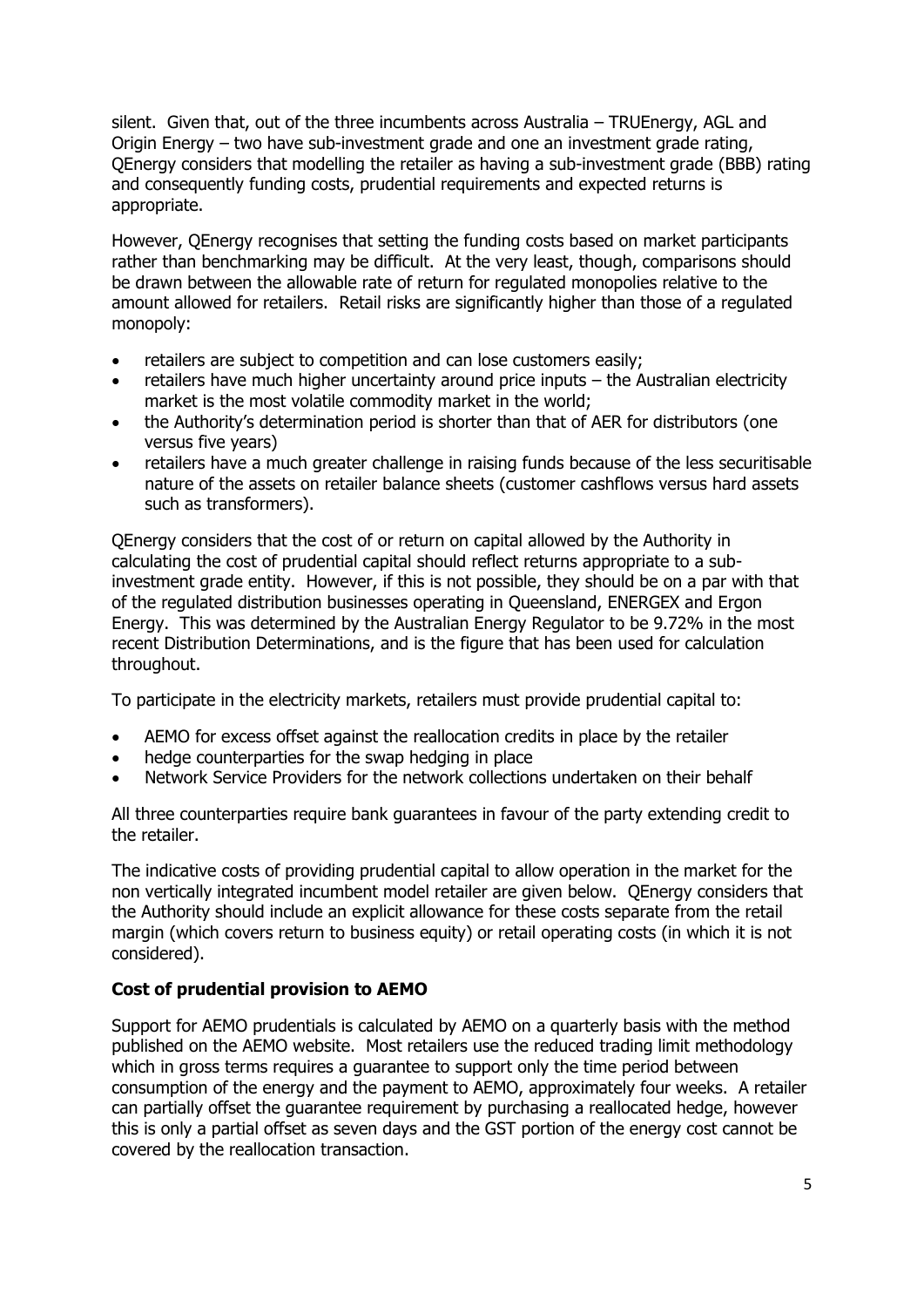silent. Given that, out of the three incumbents across Australia – TRUEnergy, AGL and Origin Energy – two have sub-investment grade and one an investment grade rating, QEnergy considers that modelling the retailer as having a sub-investment grade (BBB) rating and consequently funding costs, prudential requirements and expected returns is appropriate.

However, QEnergy recognises that setting the funding costs based on market participants rather than benchmarking may be difficult. At the very least, though, comparisons should be drawn between the allowable rate of return for regulated monopolies relative to the amount allowed for retailers. Retail risks are significantly higher than those of a regulated monopoly:

- retailers are subject to competition and can lose customers easily;
- retailers have much higher uncertainty around price inputs – the Australian electricity market is the most volatile commodity market in the world;
- the Authority's determination period is shorter than that of AER for distributors (one versus five years)
- retailers have a much greater challenge in raising funds because of the less securitisable nature of the assets on retailer balance sheets (customer cashflows versus hard assets such as transformers).

QEnergy considers that the cost of or return on capital allowed by the Authority in calculating the cost of prudential capital should reflect returns appropriate to a sub-investment grade entity. However, if this is not possible, they should be on a par with that of the regulated distribution businesses operating in Queensland, ENERGEX and Ergon Energy. This was determined by the Australian Energy Regulator to be 9.72% in the most recent Distribution Determinations, and is the figure that has been used for calculation throughout.

To participate in the electricity markets, retailers must provide prudential capital to:

- AEMO for excess offset against the reallocation credits in place by the retailer
- hedge counterparties for the swap hedging in place
- Network Service Providers for the network collections undertaken on their behalf

All three counterparties require bank guarantees in favour of the party extending credit to the retailer.

The indicative costs of providing prudential capital to allow operation in the market for the non vertically integrated incumbent model retailer are given below. QEnergy considers that the Authority should include an explicit allowance for these costs separate from the retail margin (which covers return to business equity) or retail operating costs (in which it is not considered).

### Cost of prudential provision to AEMO

Support for AEMO prudentials is calculated by AEMO on a quarterly basis with the method published on the AEMO website. Most retailers use the reduced trading limit methodology which in gross terms requires a guarantee to support only the time period between consumption of the energy and the payment to AEMO, approximately four weeks. A retailer can partially offset the guarantee requirement by purchasing a reallocated hedge, however this is only a partial offset as seven days and the GST portion of the energy cost cannot be covered by the reallocation transaction.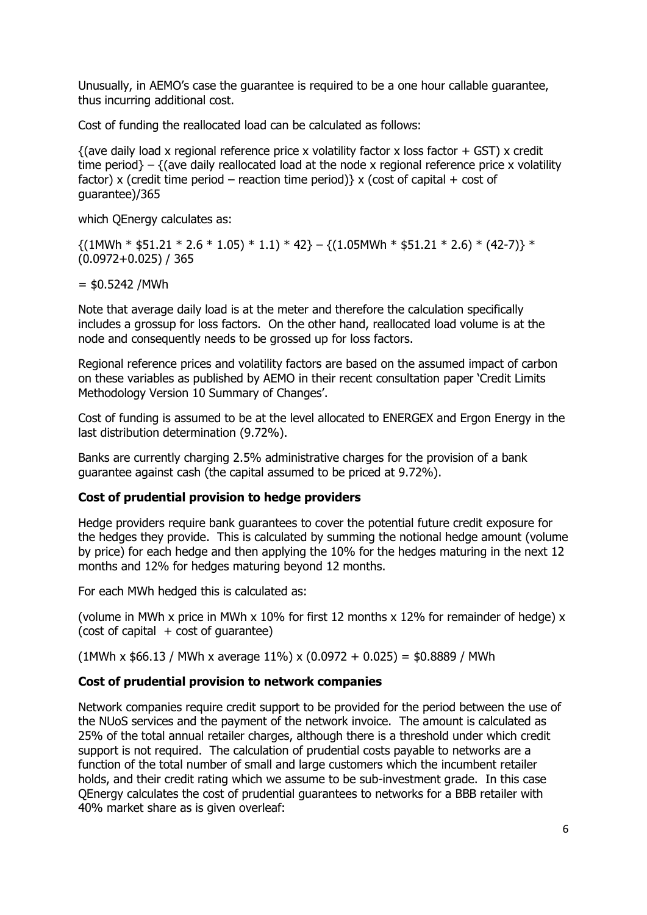Unusually, in AEMO's case the guarantee is required to be a one hour callable guarantee, thus incurring additional cost.

Cost of funding the reallocated load can be calculated as follows:

{(ave daily load x regional reference price x volatility factor x loss factor + GST) x credit time period} – {(ave daily reallocated load at the node x regional reference price x volatility factor) x (credit time period – reaction time period)} x (cost of capital + cost of guarantee)/365

which QEnergy calculates as:

{(1MWh * $51.21 * 2.6 * 1.05) * 1.1) * 42} – {(1.05MWh * $51.21 * 2.6) * (42-7)} * (0.0972+0.025) / 365

= $0.5242 /MWh

Note that average daily load is at the meter and therefore the calculation specifically includes a grossup for loss factors. On the other hand, reallocated load volume is at the node and consequently needs to be grossed up for loss factors.

Regional reference prices and volatility factors are based on the assumed impact of carbon on these variables as published by AEMO in their recent consultation paper 'Credit Limits Methodology Version 10 Summary of Changes'.

Cost of funding is assumed to be at the level allocated to ENERGEX and Ergon Energy in the last distribution determination (9.72%).

Banks are currently charging 2.5% administrative charges for the provision of a bank guarantee against cash (the capital assumed to be priced at 9.72%).

**Cost of prudential provision to hedge providers**

Hedge providers require bank guarantees to cover the potential future credit exposure for the hedges they provide. This is calculated by summing the notional hedge amount (volume by price) for each hedge and then applying the 10% for the hedges maturing in the next 12 months and 12% for hedges maturing beyond 12 months.

For each MWh hedged this is calculated as:

(volume in MWh x price in MWh x 10% for first 12 months x 12% for remainder of hedge) x (cost of capital + cost of guarantee)

(1MWh x $66.13 / MWh x average 11%) x (0.0972 + 0.025) = $0.8889 / MWh

**Cost of prudential provision to network companies**

Network companies require credit support to be provided for the period between the use of the NUoS services and the payment of the network invoice. The amount is calculated as 25% of the total annual retailer charges, although there is a threshold under which credit support is not required. The calculation of prudential costs payable to networks are a function of the total number of small and large customers which the incumbent retailer holds, and their credit rating which we assume to be sub-investment grade. In this case QEnergy calculates the cost of prudential guarantees to networks for a BBB retailer with 40% market share as is given overleaf: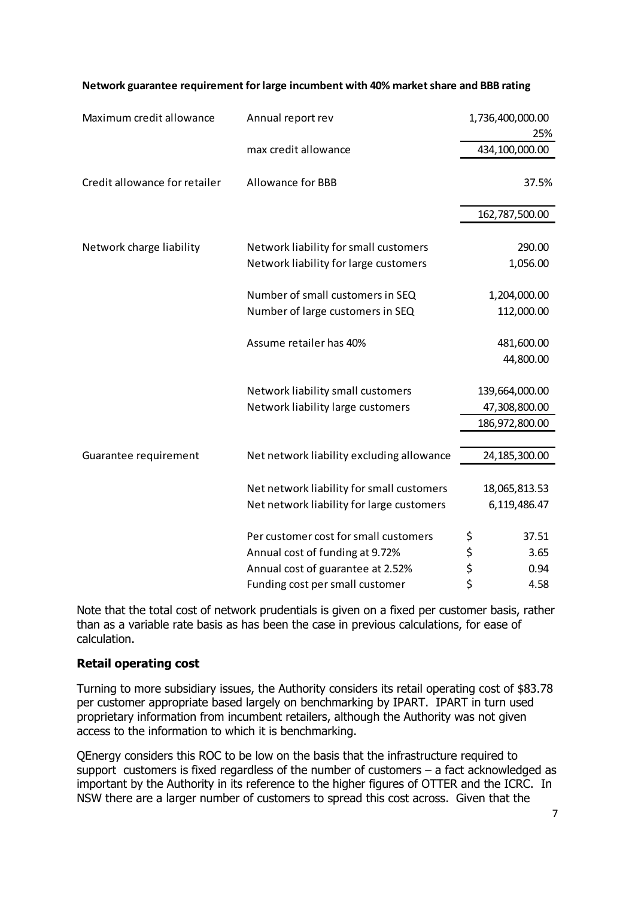**Network guarantee requirement for large incumbent with 40% market share and BBB rating**

| | | |
|---|---|---|
| Maximum credit allowance | Annual report rev | 1,736,400,000.00 |
| | | 25% |
| | max credit allowance | 434,100,000.00 |
| Credit allowance for retailer | Allowance for BBB | 37.5% |
| | | 162,787,500.00 |
| Network charge liability | Network liability for small customers | 290.00 |
| | Network liability for large customers | 1,056.00 |
| | Number of small customers in SEQ | 1,204,000.00 |
| | Number of large customers in SEQ | 112,000.00 |
| | Assume retailer has 40% | 481,600.00 |
| | | 44,800.00 |
| | Network liability small customers | 139,664,000.00 |
| | Network liability large customers | 47,308,800.00 |
| | | 186,972,800.00 |
| Guarantee requirement | Net network liability excluding allowance | 24,185,300.00 |
| | Net network liability for small customers | 18,065,813.53 |
| | Net network liability for large customers | 6,119,486.47 |
| | Per customer cost for small customers | $ 37.51 |
| | Annual cost of funding at 9.72% | $ 3.65 |
| | Annual cost of guarantee at 2.52% | $ 0.94 |
| | Funding cost per small customer | $ 4.58 |

Note that the total cost of network prudentials is given on a fixed per customer basis, rather than as a variable rate basis as has been the case in previous calculations, for ease of calculation.

## Retail operating cost

Turning to more subsidiary issues, the Authority considers its retail operating cost of $83.78 per customer appropriate based largely on benchmarking by IPART. IPART in turn used proprietary information from incumbent retailers, although the Authority was not given access to the information to which it is benchmarking.

QEnergy considers this ROC to be low on the basis that the infrastructure required to support customers is fixed regardless of the number of customers – a fact acknowledged as important by the Authority in its reference to the higher figures of OTTER and the ICRC. In NSW there are a larger number of customers to spread this cost across. Given that the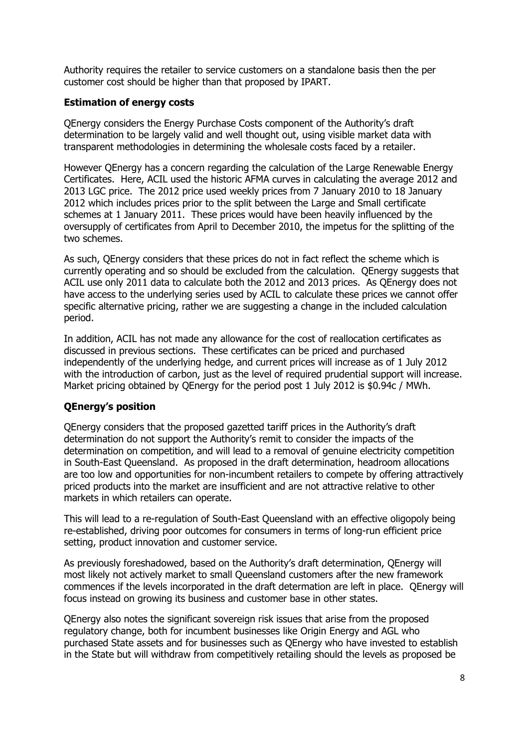Authority requires the retailer to service customers on a standalone basis then the per customer cost should be higher than that proposed by IPART.

### Estimation of energy costs

QEnergy considers the Energy Purchase Costs component of the Authority's draft determination to be largely valid and well thought out, using visible market data with transparent methodologies in determining the wholesale costs faced by a retailer.

However QEnergy has a concern regarding the calculation of the Large Renewable Energy Certificates. Here, ACIL used the historic AFMA curves in calculating the average 2012 and 2013 LGC price. The 2012 price used weekly prices from 7 January 2010 to 18 January 2012 which includes prices prior to the split between the Large and Small certificate schemes at 1 January 2011. These prices would have been heavily influenced by the oversupply of certificates from April to December 2010, the impetus for the splitting of the two schemes.

As such, QEnergy considers that these prices do not in fact reflect the scheme which is currently operating and so should be excluded from the calculation. QEnergy suggests that ACIL use only 2011 data to calculate both the 2012 and 2013 prices. As QEnergy does not have access to the underlying series used by ACIL to calculate these prices we cannot offer specific alternative pricing, rather we are suggesting a change in the included calculation period.

In addition, ACIL has not made any allowance for the cost of reallocation certificates as discussed in previous sections. These certificates can be priced and purchased independently of the underlying hedge, and current prices will increase as of 1 July 2012 with the introduction of carbon, just as the level of required prudential support will increase. Market pricing obtained by QEnergy for the period post 1 July 2012 is $0.94c / MWh.

### QEnergy's position

QEnergy considers that the proposed gazetted tariff prices in the Authority's draft determination do not support the Authority's remit to consider the impacts of the determination on competition, and will lead to a removal of genuine electricity competition in South-East Queensland. As proposed in the draft determination, headroom allocations are too low and opportunities for non-incumbent retailers to compete by offering attractively priced products into the market are insufficient and are not attractive relative to other markets in which retailers can operate.

This will lead to a re-regulation of South-East Queensland with an effective oligopoly being re-established, driving poor outcomes for consumers in terms of long-run efficient price setting, product innovation and customer service.

As previously foreshadowed, based on the Authority's draft determination, QEnergy will most likely not actively market to small Queensland customers after the new framework commences if the levels incorporated in the draft determation are left in place. QEnergy will focus instead on growing its business and customer base in other states.

QEnergy also notes the significant sovereign risk issues that arise from the proposed regulatory change, both for incumbent businesses like Origin Energy and AGL who purchased State assets and for businesses such as QEnergy who have invested to establish in the State but will withdraw from competitively retailing should the levels as proposed be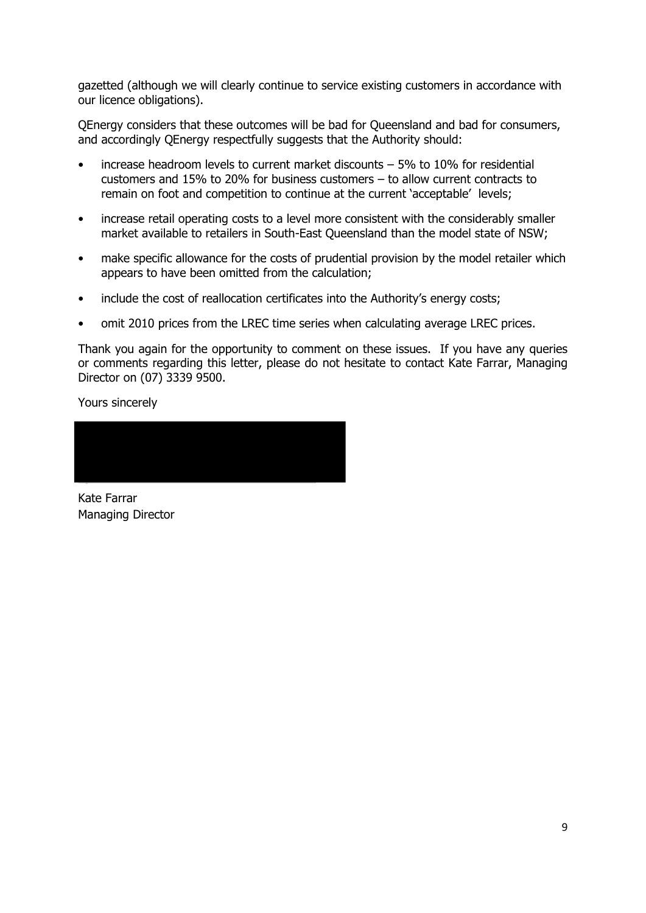gazetted (although we will clearly continue to service existing customers in accordance with our licence obligations).

QEnergy considers that these outcomes will be bad for Queensland and bad for consumers, and accordingly QEnergy respectfully suggests that the Authority should:

- increase headroom levels to current market discounts – 5% to 10% for residential customers and 15% to 20% for business customers – to allow current contracts to remain on foot and competition to continue at the current 'acceptable' levels;
- increase retail operating costs to a level more consistent with the considerably smaller market available to retailers in South-East Queensland than the model state of NSW;
- make specific allowance for the costs of prudential provision by the model retailer which appears to have been omitted from the calculation;
- include the cost of reallocation certificates into the Authority's energy costs;
- omit 2010 prices from the LREC time series when calculating average LREC prices.

Thank you again for the opportunity to comment on these issues. If you have any queries or comments regarding this letter, please do not hesitate to contact Kate Farrar, Managing Director on (07) 3339 9500.

Yours sincerely

Kate Farrar
Managing Director